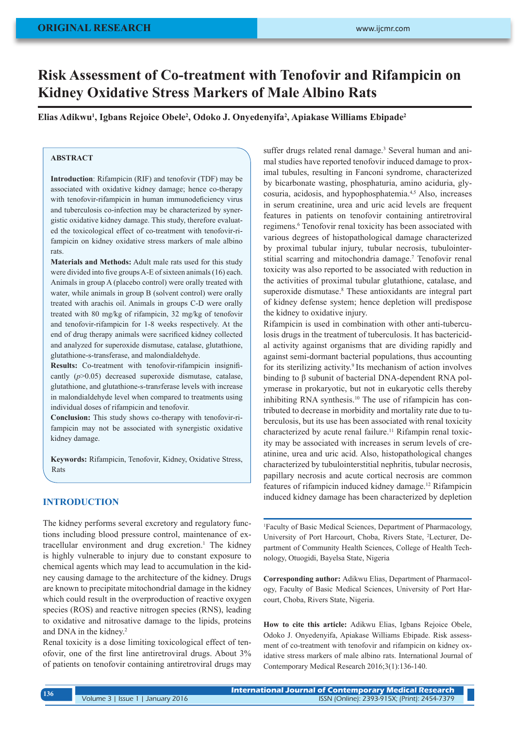ORIGINAL RESEARCH

# Risk Assessment of Co-treatment with Tenofovir and Rifampicin on Kidney Oxidative Stress Markers of Male Albino Rats

**Elias Adikwu[1], Igbans Rejoice Obele[2], Odoko J. Onyedenyifa[2], Apiakase Williams Ebipade[2]**

## ABSTRACT

**Introduction**: Rifampicin (RIF) and tenofovir (TDF) may be associated with oxidative kidney damage; hence co-therapy with tenofovir-rifampicin in human immunodeficiency virus and tuberculosis co-infection may be characterized by synergistic oxidative kidney damage. This study, therefore evaluated the toxicological effect of co-treatment with tenofovir-rifampicin on kidney oxidative stress markers of male albino rats.

**Materials and Methods:** Adult male rats used for this study were divided into five groups A-E of sixteen animals (16) each. Animals in group A (placebo control) were orally treated with water, while animals in group B (solvent control) were orally treated with arachis oil. Animals in groups C-D were orally treated with 80 mg/kg of rifampicin, 32 mg/kg of tenofovir and tenofovir-rifampicin for 1-8 weeks respectively. At the end of drug therapy animals were sacrificed kidney collected and analyzed for superoxide dismutase, catalase, glutathione, glutathione-s-transferase, and malondialdehyde.

**Results:** Co-treatment with tenofovir-rifampicin insignificantly ($p$>0.05) decreased superoxide dismutase, catalase, glutathione, and glutathione-s-tran*s*ferase levels with increase in malondialdehyde level when compared to treatments using individual doses of rifampicin and tenofovir.

**Conclusion:** This study shows co-therapy with tenofovir-rifampicin may not be associated with synergistic oxidative kidney damage.

**Keywords:** Rifampicin, Tenofovir, Kidney, Oxidative Stress, Rats

## INTRODUCTION

The kidney performs several excretory and regulatory functions including blood pressure control, maintenance of extracellular environment and drug excretion.[1] The kidney is highly vulnerable to injury due to constant exposure to chemical agents which may lead to accumulation in the kidney causing damage to the architecture of the kidney. Drugs are known to precipitate mitochondrial damage in the kidney which could result in the overproduction of reactive oxygen species (ROS) and reactive nitrogen species (RNS), leading to oxidative and nitrosative damage to the lipids, proteins and DNA in the kidney.[2]

Renal toxicity is a dose limiting toxicological effect of tenofovir, one of the first line antiretroviral drugs. About 3% of patients on tenofovir containing antiretroviral drugs may suffer drugs related renal damage.[3] Several human and animal studies have reported tenofovir induced damage to proximal tubules, resulting in Fanconi syndrome, characterized by bicarbonate wasting, phosphaturia, amino aciduria, glycosuria, acidosis, and hypophosphatemia.[4,5] Also, increases in serum creatinine, urea and uric acid levels are frequent features in patients on tenofovir containing antiretroviral regimens.[6] Tenofovir renal toxicity has been associated with various degrees of histopathological damage characterized by proximal tubular injury, tubular necrosis, tubulointerstitial scarring and mitochondria damage.[7] Tenofovir renal toxicity was also reported to be associated with reduction in the activities of proximal tubular glutathione, catalase, and superoxide dismutase.[8] These antioxidants are integral part of kidney defense system; hence depletion will predispose the kidney to oxidative injury.

Rifampicin is used in combination with other anti-tuberculosis drugs in the treatment of tuberculosis. It has bactericidal activity against organisms that are dividing rapidly and against semi-dormant bacterial populations, thus accounting for its sterilizing activity.[9] Its mechanism of action involves binding to β subunit of bacterial DNA-dependent RNA polymerase in prokaryotic, but not in eukaryotic cells thereby inhibiting RNA synthesis.[10] The use of rifampicin has contributed to decrease in morbidity and mortality rate due to tuberculosis, but its use has been associated with renal toxicity characterized by acute renal failure.[11] Rifampin renal toxicity may be associated with increases in serum levels of creatinine, urea and uric acid. Also, histopathological changes characterized by tubulointerstitial nephritis, tubular necrosis, papillary necrosis and acute cortical necrosis are common features of rifampicin induced kidney damage.[12] Rifampicin induced kidney damage has been characterized by depletion

[1]Faculty of Basic Medical Sciences, Department of Pharmacology, University of Port Harcourt, Choba, Rivers State, [2]Lecturer, Department of Community Health Sciences, College of Health Technology, Otuogidi, Bayelsa State, Nigeria

**Corresponding author:** Adikwu Elias, Department of Pharmacology, Faculty of Basic Medical Sciences, University of Port Harcourt, Choba, Rivers State, Nigeria.

**How to cite this article:** Adikwu Elias, Igbans Rejoice Obele, Odoko J. Onyedenyifa, Apiakase Williams Ebipade. Risk assessment of co-treatment with tenofovir and rifampicin on kidney oxidative stress markers of male albino rats. International Journal of Contemporary Medical Research 2016;3(1):136-140.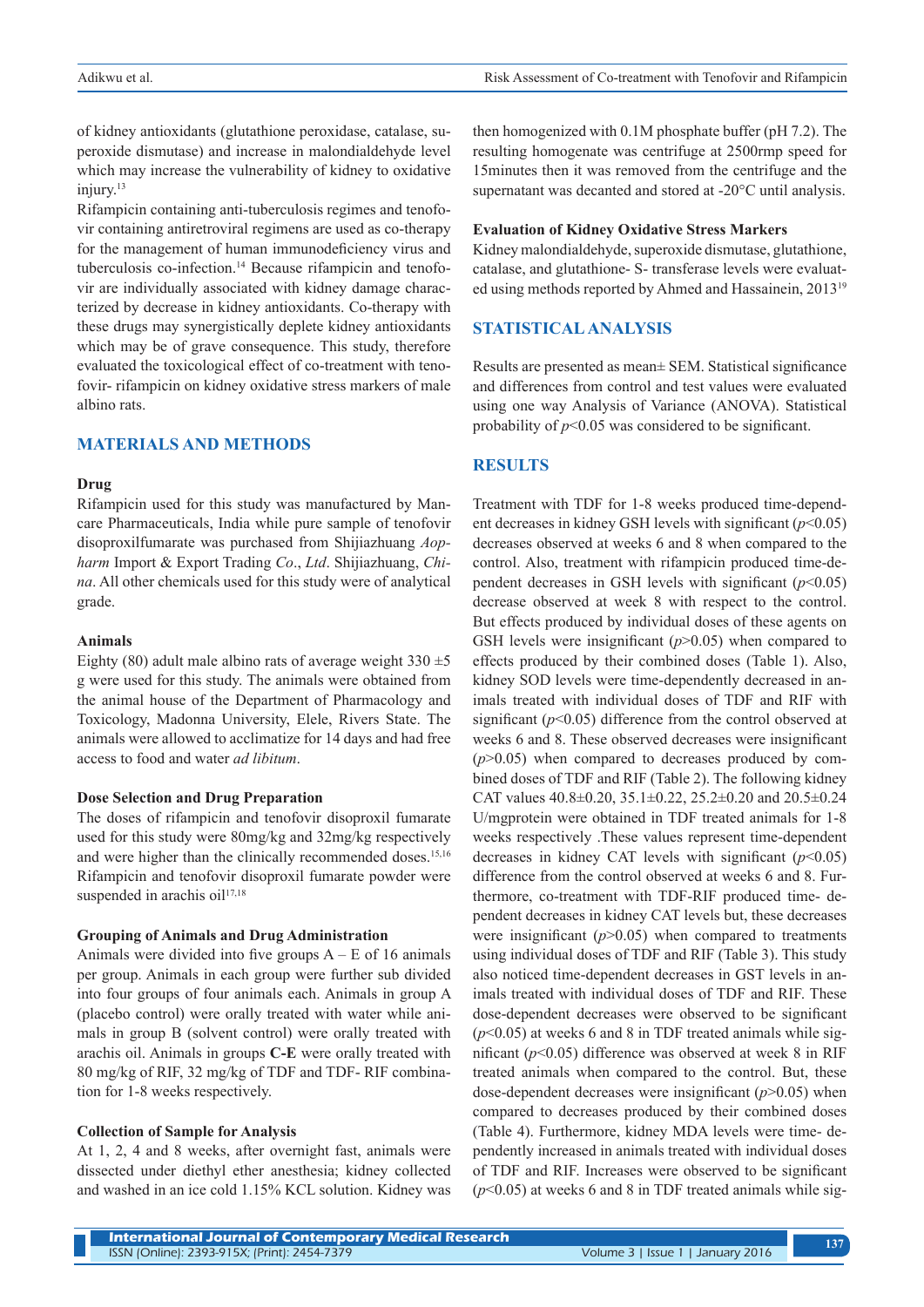of kidney antioxidants (glutathione peroxidase, catalase, superoxide dismutase) and increase in malondialdehyde level which may increase the vulnerability of kidney to oxidative injury.[13]

Rifampicin containing anti-tuberculosis regimes and tenofovir containing antiretroviral regimens are used as co-therapy for the management of human immunodeficiency virus and tuberculosis co-infection.[14] Because rifampicin and tenofovir are individually associated with kidney damage characterized by decrease in kidney antioxidants. Co-therapy with these drugs may synergistically deplete kidney antioxidants which may be of grave consequence. This study, therefore evaluated the toxicological effect of co-treatment with tenofovir- rifampicin on kidney oxidative stress markers of male albino rats.

## MATERIALS AND METHODS

### Drug

Rifampicin used for this study was manufactured by Mancare Pharmaceuticals, India while pure sample of tenofovir disoproxilfumarate was purchased from Shijiazhuang *Aopharm* Import & Export Trading *Co*., *Ltd*. Shijiazhuang, *China*. All other chemicals used for this study were of analytical grade.

### Animals

Eighty (80) adult male albino rats of average weight 330 ±5 g were used for this study. The animals were obtained from the animal house of the Department of Pharmacology and Toxicology, Madonna University, Elele, Rivers State. The animals were allowed to acclimatize for 14 days and had free access to food and water *ad libitum*.

### Dose Selection and Drug Preparation

The doses of rifampicin and tenofovir disoproxil fumarate used for this study were 80mg/kg and 32mg/kg respectively and were higher than the clinically recommended doses.[15,16] Rifampicin and tenofovir disoproxil fumarate powder were suspended in arachis oil[17,18]

### Grouping of Animals and Drug Administration

Animals were divided into five groups A – E of 16 animals per group. Animals in each group were further sub divided into four groups of four animals each. Animals in group A (placebo control) were orally treated with water while animals in group B (solvent control) were orally treated with arachis oil. Animals in groups **C-E** were orally treated with 80 mg/kg of RIF, 32 mg/kg of TDF and TDF- RIF combination for 1-8 weeks respectively.

### Collection of Sample for Analysis

At 1, 2, 4 and 8 weeks, after overnight fast, animals were dissected under diethyl ether anesthesia; kidney collected and washed in an ice cold 1.15% KCL solution. Kidney was then homogenized with 0.1M phosphate buffer (pH 7.2). The resulting homogenate was centrifuge at 2500rmp speed for 15minutes then it was removed from the centrifuge and the supernatant was decanted and stored at -20°C until analysis.

### Evaluation of Kidney Oxidative Stress Markers

Kidney malondialdehyde, superoxide dismutase, glutathione, catalase, and glutathione- S- transferase levels were evaluated using methods reported by Ahmed and Hassainein, 2013[19]

## STATISTICAL ANALYSIS

Results are presented as mean± SEM. Statistical significance and differences from control and test values were evaluated using one way Analysis of Variance (ANOVA). Statistical probability of $p<0.05$ was considered to be significant.

## RESULTS

Treatment with TDF for 1-8 weeks produced time-dependent decreases in kidney GSH levels with significant ($p<0.05$) decreases observed at weeks 6 and 8 when compared to the control. Also, treatment with rifampicin produced time-dependent decreases in GSH levels with significant ($p<0.05$) decrease observed at week 8 with respect to the control. But effects produced by individual doses of these agents on GSH levels were insignificant ($p>0.05$) when compared to effects produced by their combined doses (Table 1). Also, kidney SOD levels were time-dependently decreased in animals treated with individual doses of TDF and RIF with significant ($p<0.05$) difference from the control observed at weeks 6 and 8. These observed decreases were insignificant ($p>0.05$) when compared to decreases produced by combined doses of TDF and RIF (Table 2). The following kidney CAT values 40.8±0.20, 35.1±0.22, 25.2±0.20 and 20.5±0.24 U/mgprotein were obtained in TDF treated animals for 1-8 weeks respectively .These values represent time-dependent decreases in kidney CAT levels with significant ($p<0.05$) difference from the control observed at weeks 6 and 8. Furthermore, co-treatment with TDF-RIF produced time- dependent decreases in kidney CAT levels but, these decreases were insignificant ($p>0.05$) when compared to treatments using individual doses of TDF and RIF (Table 3). This study also noticed time-dependent decreases in GST levels in animals treated with individual doses of TDF and RIF. These dose-dependent decreases were observed to be significant ($p<0.05$) at weeks 6 and 8 in TDF treated animals while significant ($p<0.05$) difference was observed at week 8 in RIF treated animals when compared to the control. But, these dose-dependent decreases were insignificant ($p>0.05$) when compared to decreases produced by their combined doses (Table 4). Furthermore, kidney MDA levels were time- dependently increased in animals treated with individual doses of TDF and RIF. Increases were observed to be significant ($p<0.05$) at weeks 6 and 8 in TDF treated animals while sig-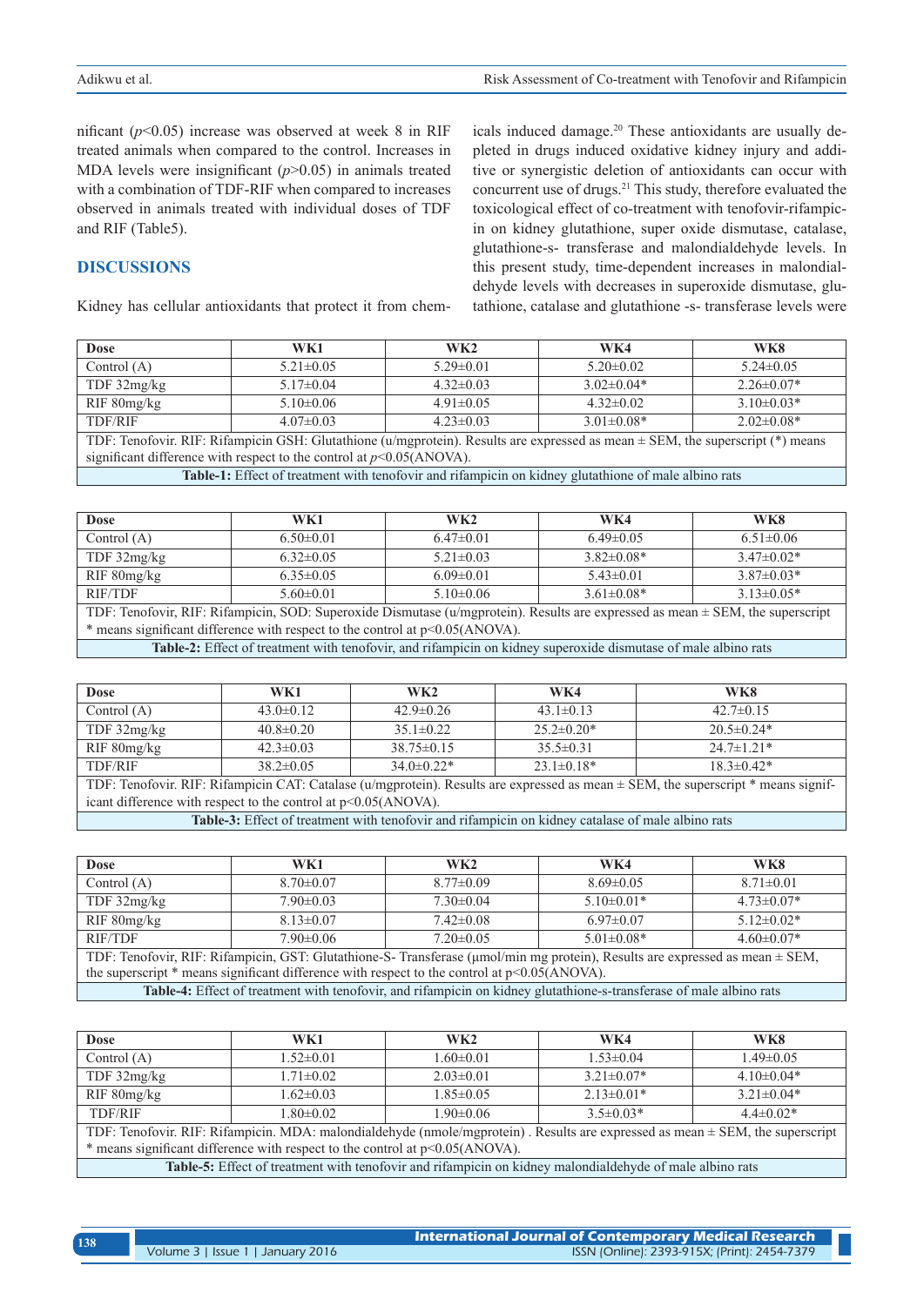nificant ($p<0.05$) increase was observed at week 8 in RIF treated animals when compared to the control. Increases in MDA levels were insignificant ($p>0.05$) in animals treated with a combination of TDF-RIF when compared to increases observed in animals treated with individual doses of TDF and RIF (Table5).

## DISCUSSIONS

Kidney has cellular antioxidants that protect it from chemicals induced damage.[20] These antioxidants are usually depleted in drugs induced oxidative kidney injury and additive or synergistic deletion of antioxidants can occur with concurrent use of drugs.[21] This study, therefore evaluated the toxicological effect of co-treatment with tenofovir-rifampicin on kidney glutathione, super oxide dismutase, catalase, glutathione-s- transferase and malondialdehyde levels. In this present study, time-dependent increases in malondialdehyde levels with decreases in superoxide dismutase, glutathione, catalase and glutathione -s- transferase levels were

| Dose | WK1 | WK2 | WK4 | WK8 |
|---|---|---|---|---|
| Control (A) | 5.21±0.05 | 5.29±0.01 | 5.20±0.02 | 5.24±0.05 |
| TDF 32mg/kg | 5.17±0.04 | 4.32±0.03 | 3.02±0.04* | 2.26±0.07* |
| RIF 80mg/kg | 5.10±0.06 | 4.91±0.05 | 4.32±0.02 | 3.10±0.03* |
| TDF/RIF | 4.07±0.03 | 4.23±0.03 | 3.01±0.08* | 2.02±0.08* |

TDF: Tenofovir. RIF: Rifampicin GSH: Glutathione (u/mgprotein). Results are expressed as mean ± SEM, the superscript (*) means significant difference with respect to the control at $p<0.05$(ANOVA).

**Table-1:** Effect of treatment with tenofovir and rifampicin on kidney glutathione of male albino rats

| Dose | WK1 | WK2 | WK4 | WK8 |
|---|---|---|---|---|
| Control (A) | 6.50±0.01 | 6.47±0.01 | 6.49±0.05 | 6.51±0.06 |
| TDF 32mg/kg | 6.32±0.05 | 5.21±0.03 | 3.82±0.08* | 3.47±0.02* |
| RIF 80mg/kg | 6.35±0.05 | 6.09±0.01 | 5.43±0.01 | 3.87±0.03* |
| RIF/TDF | 5.60±0.01 | 5.10±0.06 | 3.61±0.08* | 3.13±0.05* |

TDF: Tenofovir, RIF: Rifampicin, SOD: Superoxide Dismutase (u/mgprotein). Results are expressed as mean ± SEM, the superscript * means significant difference with respect to the control at $p<0.05$(ANOVA).

**Table-2:** Effect of treatment with tenofovir, and rifampicin on kidney superoxide dismutase of male albino rats

| Dose | WK1 | WK2 | WK4 | WK8 |
|---|---|---|---|---|
| Control (A) | 43.0±0.12 | 42.9±0.26 | 43.1±0.13 | 42.7±0.15 |
| TDF 32mg/kg | 40.8±0.20 | 35.1±0.22 | 25.2±0.20* | 20.5±0.24* |
| RIF 80mg/kg | 42.3±0.03 | 38.75±0.15 | 35.5±0.31 | 24.7±1.21* |
| TDF/RIF | 38.2±0.05 | 34.0±0.22* | 23.1±0.18* | 18.3±0.42* |

TDF: Tenofovir. RIF: Rifampicin CAT: Catalase (u/mgprotein). Results are expressed as mean ± SEM, the superscript * means significant difference with respect to the control at $p<0.05$(ANOVA).

**Table-3:** Effect of treatment with tenofovir and rifampicin on kidney catalase of male albino rats

| Dose | WK1 | WK2 | WK4 | WK8 |
|---|---|---|---|---|
| Control (A) | 8.70±0.07 | 8.77±0.09 | 8.69±0.05 | 8.71±0.01 |
| TDF 32mg/kg | 7.90±0.03 | 7.30±0.04 | 5.10±0.01* | 4.73±0.07* |
| RIF 80mg/kg | 8.13±0.07 | 7.42±0.08 | 6.97±0.07 | 5.12±0.02* |
| RIF/TDF | 7.90±0.06 | 7.20±0.05 | 5.01±0.08* | 4.60±0.07* |

TDF: Tenofovir, RIF: Rifampicin, GST: Glutathione-S- Transferase (μmol/min mg protein), Results are expressed as mean ± SEM, the superscript * means significant difference with respect to the control at $p<0.05$(ANOVA).

**Table-4:** Effect of treatment with tenofovir, and rifampicin on kidney glutathione-s-transferase of male albino rats

| Dose | WK1 | WK2 | WK4 | WK8 |
|---|---|---|---|---|
| Control (A) | 1.52±0.01 | 1.60±0.01 | 1.53±0.04 | 1.49±0.05 |
| TDF 32mg/kg | 1.71±0.02 | 2.03±0.01 | 3.21±0.07* | 4.10±0.04* |
| RIF 80mg/kg | 1.62±0.03 | 1.85±0.05 | 2.13±0.01* | 3.21±0.04* |
| TDF/RIF | 1.80±0.02 | 1.90±0.06 | 3.5±0.03* | 4.4±0.02* |

TDF: Tenofovir. RIF: Rifampicin. MDA: malondialdehyde (nmole/mgprotein) . Results are expressed as mean ± SEM, the superscript * means significant difference with respect to the control at $p<0.05$(ANOVA).

**Table-5:** Effect of treatment with tenofovir and rifampicin on kidney malondialdehyde of male albino rats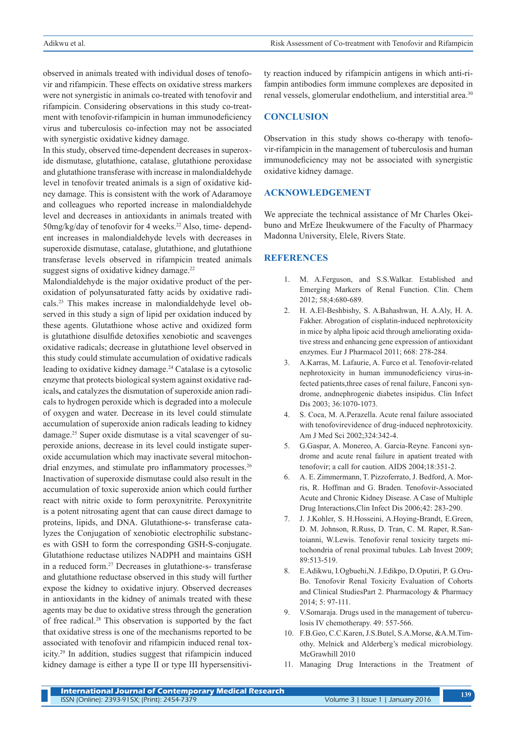observed in animals treated with individual doses of tenofovir and rifampicin. These effects on oxidative stress markers were not synergistic in animals co-treated with tenofovir and rifampicin. Considering observations in this study co-treatment with tenofovir-rifampicin in human immunodeficiency virus and tuberculosis co-infection may not be associated with synergistic oxidative kidney damage.

In this study, observed time-dependent decreases in superoxide dismutase, glutathione, catalase, glutathione peroxidase and glutathione transferase with increase in malondialdehyde level in tenofovir treated animals is a sign of oxidative kidney damage. This is consistent with the work of Adaramoye and colleagues who reported increase in malondialdehyde level and decreases in antioxidants in animals treated with 50mg/kg/day of tenofovir for 4 weeks.[22] Also, time- dependent increases in malondialdehyde levels with decreases in superoxide dismutase, catalase, glutathione, and glutathione transferase levels observed in rifampicin treated animals suggest signs of oxidative kidney damage.[22]

Malondialdehyde is the major oxidative product of the peroxidation of polyunsaturated fatty acids by oxidative radicals.[23] This makes increase in malondialdehyde level observed in this study a sign of lipid per oxidation induced by these agents. Glutathione whose active and oxidized form is glutathione disulfide detoxifies xenobiotic and scavenges oxidative radicals; decrease in glutathione level observed in this study could stimulate accumulation of oxidative radicals leading to oxidative kidney damage.[24] Catalase is a cytosolic enzyme that protects biological system against oxidative radicals**,** and catalyzes the dismutation of superoxide anion radicals to hydrogen peroxide which is degraded into a molecule of oxygen and water. Decrease in its level could stimulate accumulation of superoxide anion radicals leading to kidney damage.[25] Super oxide dismutase is a vital scavenger of superoxide anions, decrease in its level could instigate superoxide accumulation which may inactivate several mitochondrial enzymes, and stimulate pro inflammatory processes.[26] Inactivation of superoxide dismutase could also result in the accumulation of toxic superoxide anion which could further react with nitric oxide to form peroxynitrite. Peroxynitrite is a potent nitrosating agent that can cause direct damage to proteins, lipids, and DNA. Glutathione-s- transferase catalyzes the Conjugation of xenobiotic electrophilic substances with GSH to form the corresponding GSH-S-conjugate. Glutathione reductase utilizes NADPH and maintains GSH in a reduced form.[27] Decreases in glutathione-s- transferase and glutathione reductase observed in this study will further expose the kidney to oxidative injury. Observed decreases in antioxidants in the kidney of animals treated with these agents may be due to oxidative stress through the generation of free radical.[28] This observation is supported by the fact that oxidative stress is one of the mechanisms reported to be associated with tenofovir and rifampicin induced renal toxicity.[29] In addition, studies suggest that rifampicin induced kidney damage is either a type II or type III hypersensitivity reaction induced by rifampicin antigens in which anti-rifampin antibodies form immune complexes are deposited in renal vessels, glomerular endothelium, and interstitial area.[30]

## CONCLUSION

Observation in this study shows co-therapy with tenofovir-rifampicin in the management of tuberculosis and human immunodeficiency may not be associated with synergistic oxidative kidney damage.

## ACKNOWLEDGEMENT

We appreciate the technical assistance of Mr Charles Okeibuno and MrEze Iheukwumere of the Faculty of Pharmacy Madonna University, Elele, Rivers State.

## REFERENCES

1. M. A.Ferguson, and S.S.Walkar. Established and Emerging Markers of Renal Function. Clin. Chem 2012; 58;4:680-689.
2. H. A.El-Beshbishy, S. A.Bahashwan, H. A.Aly, H. A. Fakher. Abrogation of cisplatin-induced nephrotoxicity in mice by alpha lipoic acid through ameliorating oxidative stress and enhancing gene expression of antioxidant enzymes. Eur J Pharmacol 2011; 668: 278-284.
3. A.Karras, M. Lafaurie, A. Furco et al. Tenofovir-related nephrotoxicity in human immunodeficiency virus-infected patients,three cases of renal failure, Fanconi syndrome, andnephrogenic diabetes insipidus. Clin Infect Dis 2003; 36:1070-1073.
4. S. Coca, M. A.Perazella. Acute renal failure associated with tenofovirevidence of drug-induced nephrotoxicity. Am J Med Sci 2002;324:342-4.
5. G.Gaspar, A. Monereo, A. Garcia-Reyne. Fanconi syndrome and acute renal failure in apatient treated with tenofovir; a call for caution. AIDS 2004;18:351-2.
6. A. E. Zimmermann, T. Pizzoferrato, J. Bedford, A. Morris, R. Hoffman and G. Braden. Tenofovir-Associated Acute and Chronic Kidney Disease. A Case of Multiple Drug Interactions,Clin Infect Dis 2006;42: 283-290.
7. J. J.Kohler, S. H.Hosseini, A.Hoying-Brandt, E.Green, D. M. Johnson, R.Russ, D. Tran, C. M. Raper, R.Santoianni, W.Lewis. Tenofovir renal toxicity targets mitochondria of renal proximal tubules. Lab Invest 2009; 89:513-519.
8. E.Adikwu, I.Ogbuehi,N. J.Edikpo, D.Oputiri, P. G.Oru-Bo. Tenofovir Renal Toxicity Evaluation of Cohorts and Clinical StudiesPart 2. Pharmacology & Pharmacy 2014; 5: 97-111.
9. V.Somaraja. Drugs used in the management of tuberculosis IV chemotherapy. 49: 557-566.
10. F.B.Geo, C.C.Karen, J.S.Butel, S.A.Morse, &A.M.Timothy. Melnick and Alderberg's medical microbiology. McGrawhill 2010
11. Managing Drug Interactions in the Treatment of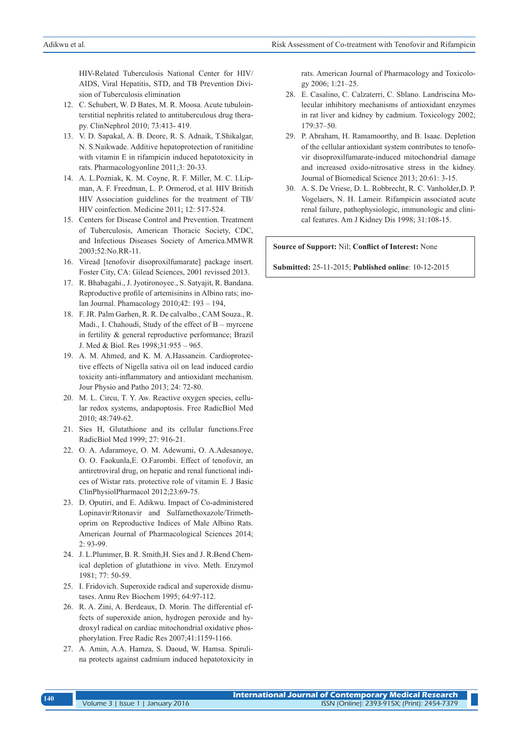HIV-Related Tuberculosis National Center for HIV/AIDS, Viral Hepatitis, STD, and TB Prevention Division of Tuberculosis elimination

12. C. Schubert, W. D Bates, M. R. Moosa. Acute tubulointerstitial nephritis related to antituberculous drug therapy. ClinNephrol 2010; 73:413- 419.
13. V. D. Sapakal, A. B. Deore, R. S. Adnaik, T.Shikalgar, N. S.Naikwade. Additive hepatoprotection of ranitidine with vitamin E in rifampicin induced hepatotoxicity in rats. Pharmacologyonline 2011;3: 20-33.
14. A. L.Pozniak, K. M. Coyne, R. F. Miller, M. C. I.Lipman, A. F. Freedman, L. P. Ormerod, et al. HIV British HIV Association guidelines for the treatment of TB/HIV coinfection. Medicine 2011; 12: 517-524.
15. Centers for Disease Control and Prevention. Treatment of Tuberculosis, American Thoracic Society, CDC, and Infectious Diseases Society of America.MMWR 2003;52:No.RR-11.
16. Viread [tenofovir disoproxilfumarate] package insert. Foster City, CA: Gilead Sciences, 2001 revissed 2013.
17. R. Bhabagahi., J. Jyotironoyee., S. Satyajit, R. Bandana. Reproductive profile of artemisinins in Albino rats; inolan Journal. Phamacology 2010;42: 193 – 194,
18. F. JR. Palm Garhen, R. R. De calvalbo., CAM Souza., R. Madi., I. Chahoudi, Study of the effect of B – myrcene in fertility & general reproductive performance; Brazil J. Med & Biol. Res 1998;31:955 – 965.
19. A. M. Ahmed, and K. M. A.Hassanein. Cardioprotective effects of Nigella sativa oil on lead induced cardio toxicity anti-inflammatory and antioxidant mechanism. Jour Physio and Patho 2013; 24: 72-80.
20. M. L. Circu, T. Y. Aw. Reactive oxygen species, cellular redox systems, andapoptosis. Free RadicBiol Med 2010; 48:749-62.
21. Sies H, Glutathione and its cellular functions.Free RadicBiol Med 1999; 27: 916-21.
22. O. A. Adaramoye, O. M. Adewumi, O. A.Adesanoye, O. O. Faokunla,E. O.Farombi. Effect of tenofovir, an antiretroviral drug, on hepatic and renal functional indices of Wistar rats. protective role of vitamin E. J Basic ClinPhysiolPharmacol 2012;23:69-75.
23. D. Oputiri, and E. Adikwu. Impact of Co-administered Lopinavir/Ritonavir and Sulfamethoxazole/Trimethoprim on Reproductive Indices of Male Albino Rats. American Journal of Pharmacological Sciences 2014; 2: 93-99.
24. J. L.Plummer, B. R. Smith,H. Sies and J. R.Bend Chemical depletion of glutathione in vivo. Meth. Enzymol 1981; 77: 50-59.
25. I. Fridovich. Superoxide radical and superoxide dismutases. Annu Rev Biochem 1995; 64:97-112.
26. R. A. Zini, A. Berdeaux, D. Morin. The differential effects of superoxide anion, hydrogen peroxide and hydroxyl radical on cardiac mitochondrial oxidative phosphorylation. Free Radic Res 2007;41:1159-1166.
27. A. Amin, A.A. Hamza, S. Daoud, W. Hamsa. Spirulina protects against cadmium induced hepatotoxicity in rats. American Journal of Pharmacology and Toxicology 2006; 1:21–25.
28. E. Casalino, C. Calzaterri, C. Sblano. Landriscina Molecular inhibitory mechanisms of antioxidant enzymes in rat liver and kidney by cadmium. Toxicology 2002; 179:37–50.
29. P. Abraham, H. Ramamoorthy, and B. Isaac. Depletion of the cellular antioxidant system contributes to tenofovir disoproxilfumarate-induced mitochondrial damage and increased oxido-nitrosative stress in the kidney. Journal of Biomedical Science 2013; 20:61: 3-15.
30. A. S. De Vriese, D. L. Robbrecht, R. C. Vanholder,D. P. Vogelaers, N. H. Lameir. Rifampicin associated acute renal failure, pathophysiologic, immunologic and clinical features. Am J Kidney Dis 1998; 31:108-15.

**Source of Support:** Nil; **Conflict of Interest:** None

**Submitted:** 25-11-2015; **Published online**: 10-12-2015